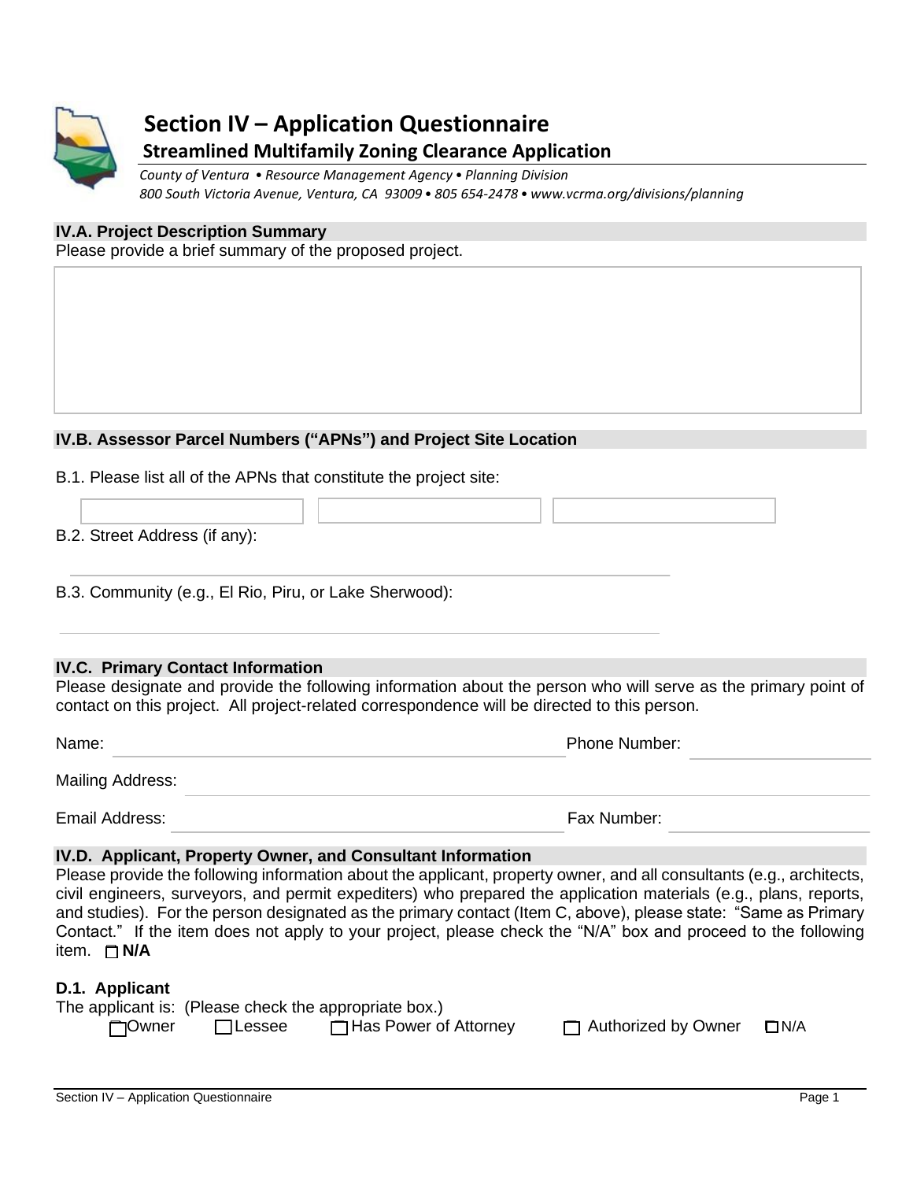# Section IV – Application Questionnaire

## Streamlined Multifamily Zoning Clearance Application

*County of Ventura • Resource Management Agency • Planning Division*
*800 South Victoria Avenue, Ventura, CA 93009 • 805 654-2478 • www.vcrma.org/divisions/planning*

### IV.A. Project Description Summary

Please provide a brief summary of the proposed project.

### IV.B. Assessor Parcel Numbers ("APNs") and Project Site Location

B.1. Please list all of the APNs that constitute the project site:

B.2. Street Address (if any):

B.3. Community (e.g., El Rio, Piru, or Lake Sherwood):

### IV.C. Primary Contact Information

Please designate and provide the following information about the person who will serve as the primary point of contact on this project. All project-related correspondence will be directed to this person.

Name: Phone Number:

Mailing Address:

Email Address: Fax Number:

### IV.D. Applicant, Property Owner, and Consultant Information

Please provide the following information about the applicant, property owner, and all consultants (e.g., architects, civil engineers, surveyors, and permit expediters) who prepared the application materials (e.g., plans, reports, and studies). For the person designated as the primary contact (Item C, above), please state: "Same as Primary Contact." If the item does not apply to your project, please check the "N/A" box and proceed to the following item. ☐ **N/A**

**D.1. Applicant**

The applicant is: (Please check the appropriate box.)

☐ Owner ☐ Lessee ☐ Has Power of Attorney ☐ Authorized by Owner ☐ N/A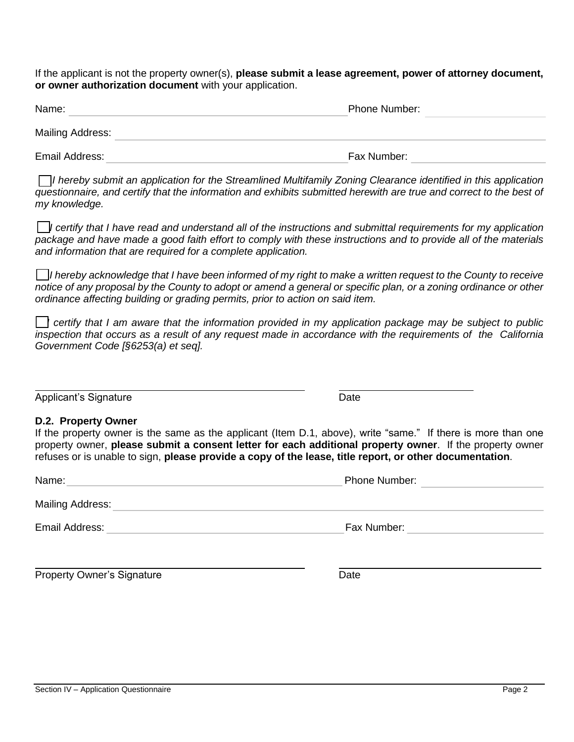If the applicant is not the property owner(s), **please submit a lease agreement, power of attorney document, or owner authorization document** with your application.

Name: ______________________________ Phone Number: ______________

Mailing Address: ______________________________________________

Email Address: ______________________________ Fax Number: ______________

☐ *I hereby submit an application for the Streamlined Multifamily Zoning Clearance identified in this application questionnaire, and certify that the information and exhibits submitted herewith are true and correct to the best of my knowledge.*

☐ *I certify that I have read and understand all of the instructions and submittal requirements for my application package and have made a good faith effort to comply with these instructions and to provide all of the materials and information that are required for a complete application.*

☐ *I hereby acknowledge that I have been informed of my right to make a written request to the County to receive notice of any proposal by the County to adopt or amend a general or specific plan, or a zoning ordinance or other ordinance affecting building or grading permits, prior to action on said item.*

☐ *I certify that I am aware that the information provided in my application package may be subject to public inspection that occurs as a result of any request made in accordance with the requirements of the California Government Code [§6253(a) et seq].*

______________________________ ______________

Applicant's Signature Date

**D.2. Property Owner**

If the property owner is the same as the applicant (Item D.1, above), write "same." If there is more than one property owner, **please submit a consent letter for each additional property owner**. If the property owner refuses or is unable to sign, **please provide a copy of the lease, title report, or other documentation**.

Name: ______________________________ Phone Number: ______________

Mailing Address: ______________________________________________

Email Address: ______________________________ Fax Number: ______________

______________________________ ______________

Property Owner's Signature Date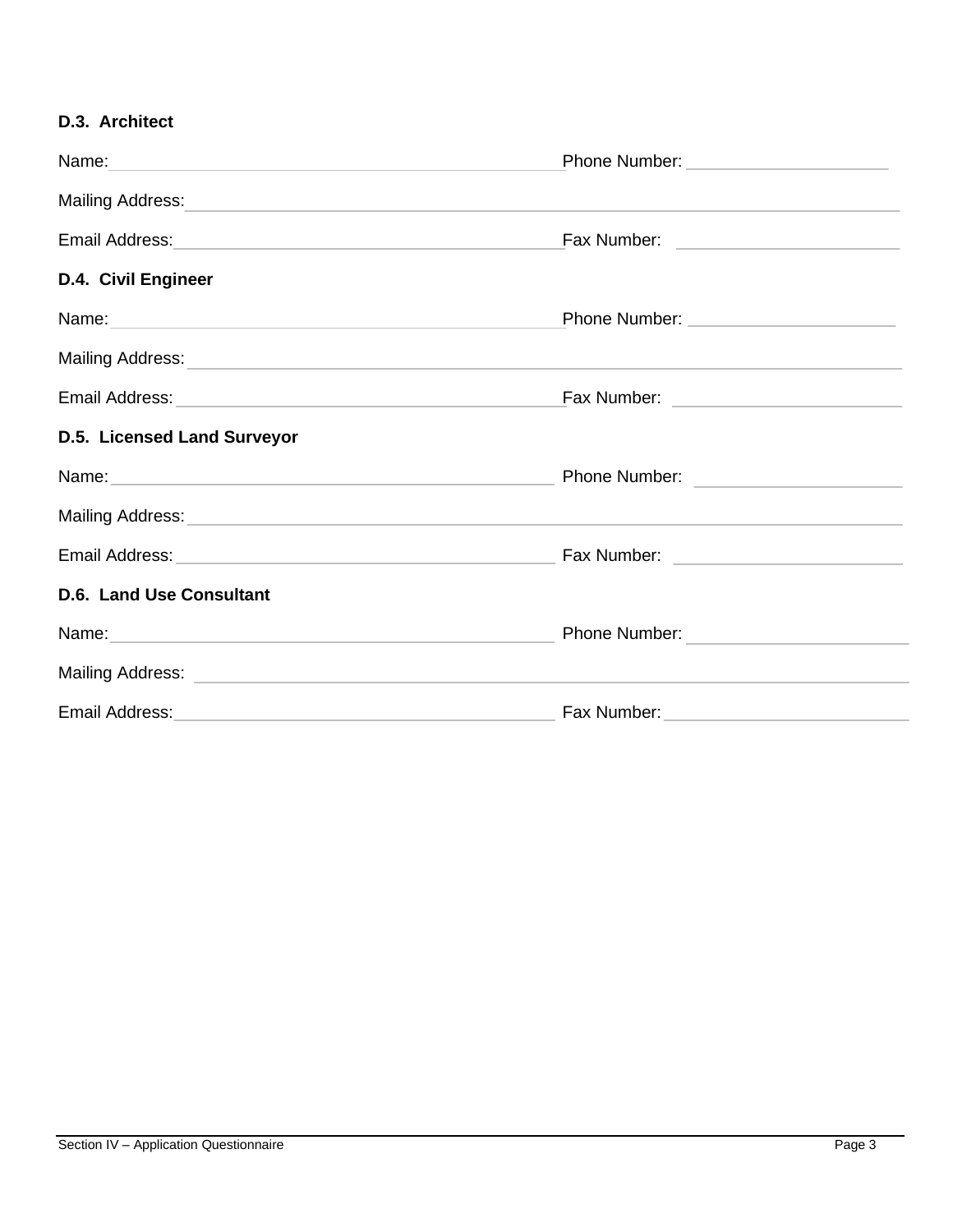**D.3. Architect**

Name:\_\_\_\_\_\_\_\_\_\_\_\_\_\_\_\_\_\_\_\_\_\_\_\_\_\_\_\_\_\_\_\_\_\_\_\_\_\_\_\_ Phone Number: \_\_\_\_\_\_\_\_\_\_\_\_\_\_\_\_\_\_\_\_

Mailing Address:\_\_\_\_\_\_\_\_\_\_\_\_\_\_\_\_\_\_\_\_\_\_\_\_\_\_\_\_\_\_\_\_\_\_\_\_\_\_\_\_\_\_\_\_\_\_\_\_\_\_\_\_\_\_\_\_\_\_\_\_\_\_

Email Address:\_\_\_\_\_\_\_\_\_\_\_\_\_\_\_\_\_\_\_\_\_\_\_\_\_\_\_\_\_\_\_\_\_\_\_ Fax Number: \_\_\_\_\_\_\_\_\_\_\_\_\_\_\_\_\_\_\_\_

**D.4. Civil Engineer**

Name:\_\_\_\_\_\_\_\_\_\_\_\_\_\_\_\_\_\_\_\_\_\_\_\_\_\_\_\_\_\_\_\_\_\_\_\_\_\_\_\_ Phone Number: \_\_\_\_\_\_\_\_\_\_\_\_\_\_\_\_\_\_\_\_

Mailing Address:\_\_\_\_\_\_\_\_\_\_\_\_\_\_\_\_\_\_\_\_\_\_\_\_\_\_\_\_\_\_\_\_\_\_\_\_\_\_\_\_\_\_\_\_\_\_\_\_\_\_\_\_\_\_\_\_\_\_\_\_\_\_

Email Address:\_\_\_\_\_\_\_\_\_\_\_\_\_\_\_\_\_\_\_\_\_\_\_\_\_\_\_\_\_\_\_\_\_\_\_ Fax Number: \_\_\_\_\_\_\_\_\_\_\_\_\_\_\_\_\_\_\_\_

**D.5. Licensed Land Surveyor**

Name:\_\_\_\_\_\_\_\_\_\_\_\_\_\_\_\_\_\_\_\_\_\_\_\_\_\_\_\_\_\_\_\_\_\_\_\_\_\_\_\_ Phone Number: \_\_\_\_\_\_\_\_\_\_\_\_\_\_\_\_\_\_\_\_

Mailing Address:\_\_\_\_\_\_\_\_\_\_\_\_\_\_\_\_\_\_\_\_\_\_\_\_\_\_\_\_\_\_\_\_\_\_\_\_\_\_\_\_\_\_\_\_\_\_\_\_\_\_\_\_\_\_\_\_\_\_\_\_\_\_

Email Address:\_\_\_\_\_\_\_\_\_\_\_\_\_\_\_\_\_\_\_\_\_\_\_\_\_\_\_\_\_\_\_\_\_\_\_ Fax Number: \_\_\_\_\_\_\_\_\_\_\_\_\_\_\_\_\_\_\_\_

**D.6. Land Use Consultant**

Name:\_\_\_\_\_\_\_\_\_\_\_\_\_\_\_\_\_\_\_\_\_\_\_\_\_\_\_\_\_\_\_\_\_\_\_\_\_\_\_\_ Phone Number: \_\_\_\_\_\_\_\_\_\_\_\_\_\_\_\_\_\_\_\_

Mailing Address: \_\_\_\_\_\_\_\_\_\_\_\_\_\_\_\_\_\_\_\_\_\_\_\_\_\_\_\_\_\_\_\_\_\_\_\_\_\_\_\_\_\_\_\_\_\_\_\_\_\_\_\_\_\_\_\_\_\_\_\_\_\_

Email Address:\_\_\_\_\_\_\_\_\_\_\_\_\_\_\_\_\_\_\_\_\_\_\_\_\_\_\_\_\_\_\_\_\_\_\_ Fax Number:\_\_\_\_\_\_\_\_\_\_\_\_\_\_\_\_\_\_\_\_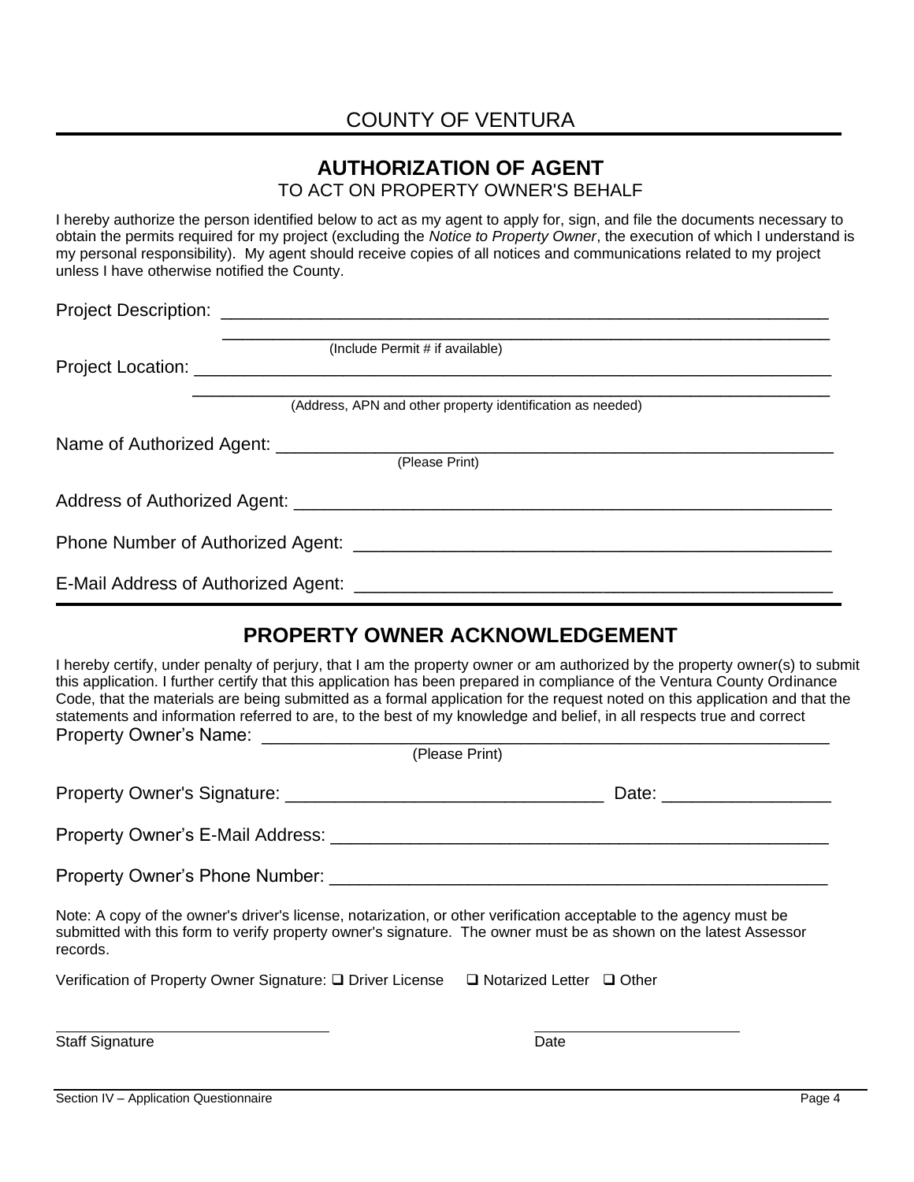# COUNTY OF VENTURA

## AUTHORIZATION OF AGENT

TO ACT ON PROPERTY OWNER'S BEHALF

I hereby authorize the person identified below to act as my agent to apply for, sign, and file the documents necessary to obtain the permits required for my project (excluding the *Notice to Property Owner*, the execution of which I understand is my personal responsibility). My agent should receive copies of all notices and communications related to my project unless I have otherwise notified the County.

Project Description: ______________________________________________________________

______________________________________________________________

(Include Permit # if available)

Project Location: ______________________________________________________________

______________________________________________________________

(Address, APN and other property identification as needed)

Name of Authorized Agent: ______________________________________________________

(Please Print)

Address of Authorized Agent: ____________________________________________________

Phone Number of Authorized Agent: _______________________________________________

E-Mail Address of Authorized Agent: _______________________________________________

## PROPERTY OWNER ACKNOWLEDGEMENT

I hereby certify, under penalty of perjury, that I am the property owner or am authorized by the property owner(s) to submit this application. I further certify that this application has been prepared in compliance of the Ventura County Ordinance Code, that the materials are being submitted as a formal application for the request noted on this application and that the statements and information referred to are, to the best of my knowledge and belief, in all respects true and correct

Property Owner's Name: _________________________________________________________

(Please Print)

Property Owner's Signature: ________________________________ Date: ________________

Property Owner's E-Mail Address: ___________________________________________________

Property Owner's Phone Number: ____________________________________________________

Note: A copy of the owner's driver's license, notarization, or other verification acceptable to the agency must be submitted with this form to verify property owner's signature. The owner must be as shown on the latest Assessor records.

Verification of Property Owner Signature: ❑ Driver License ❑ Notarized Letter ❑ Other

________________________________ ________________________

Staff Signature Date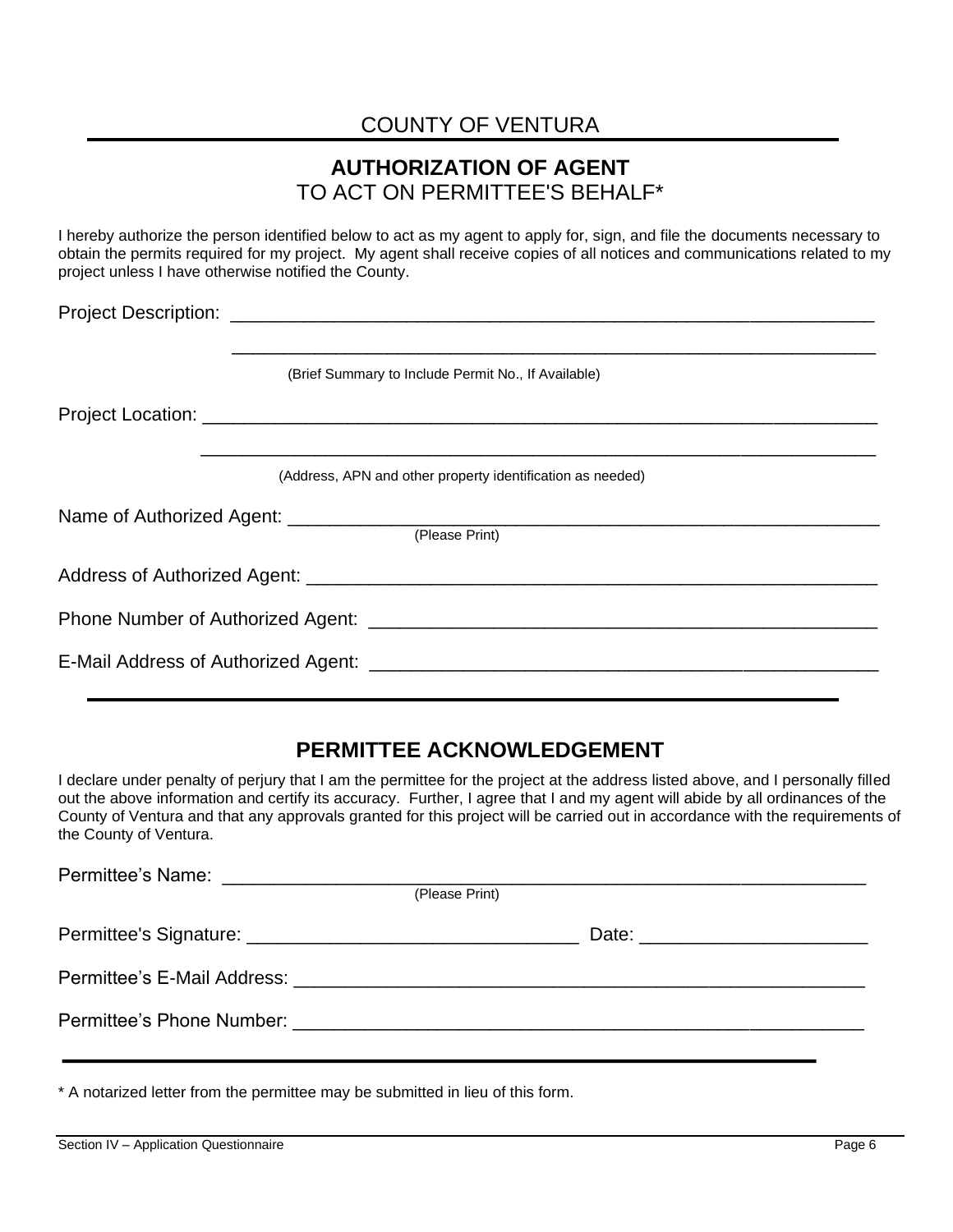COUNTY OF VENTURA

## AUTHORIZATION OF AGENT
TO ACT ON PERMITTEE'S BEHALF*

I hereby authorize the person identified below to act as my agent to apply for, sign, and file the documents necessary to obtain the permits required for my project. My agent shall receive copies of all notices and communications related to my project unless I have otherwise notified the County.

Project Description: ____________________________________________________________

____________________________________________________________

(Brief Summary to Include Permit No., If Available)

Project Location: ____________________________________________________________

____________________________________________________________

(Address, APN and other property identification as needed)

Name of Authorized Agent: ____________________________________________________
(Please Print)

Address of Authorized Agent: __________________________________________________

Phone Number of Authorized Agent: ____________________________________________

E-Mail Address of Authorized Agent: ____________________________________________

## PERMITTEE ACKNOWLEDGEMENT

I declare under penalty of perjury that I am the permittee for the project at the address listed above, and I personally filled out the above information and certify its accuracy. Further, I agree that I and my agent will abide by all ordinances of the County of Ventura and that any approvals granted for this project will be carried out in accordance with the requirements of the County of Ventura.

Permittee's Name: ____________________________________________________________
(Please Print)

Permittee's Signature: ________________________________ Date: ______________________

Permittee's E-Mail Address: ____________________________________________________

Permittee's Phone Number: _____________________________________________________

* A notarized letter from the permittee may be submitted in lieu of this form.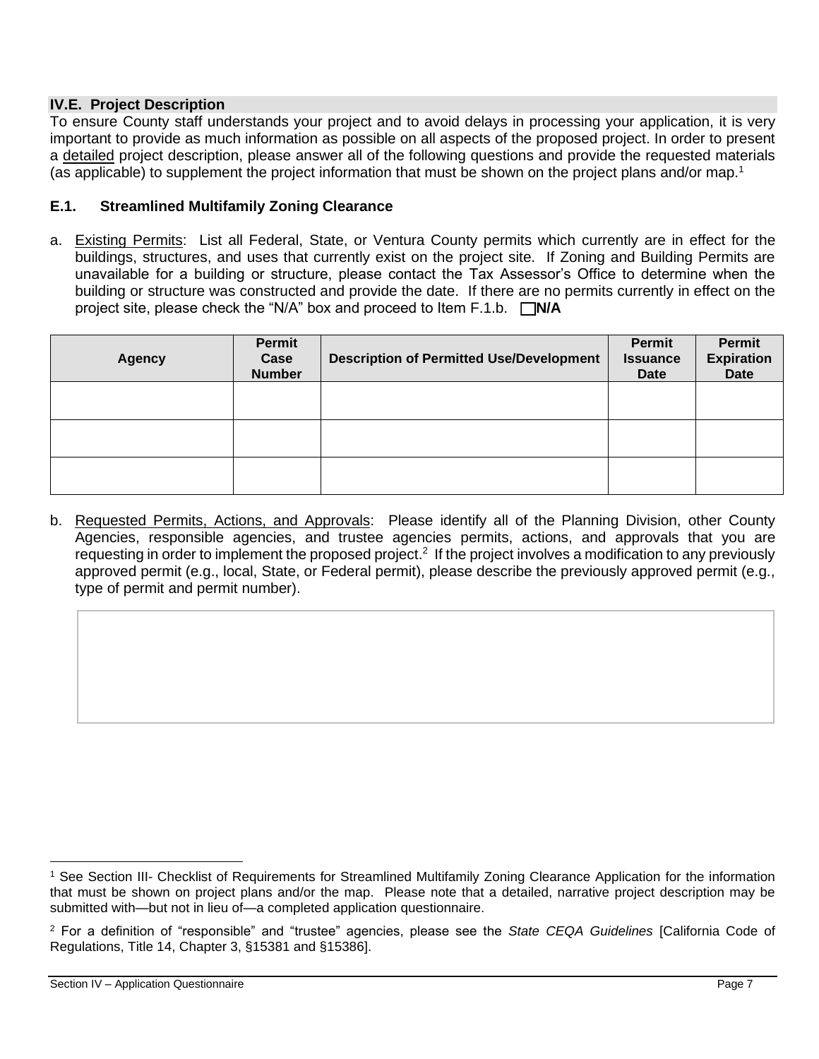## IV.E. Project Description

To ensure County staff understands your project and to avoid delays in processing your application, it is very important to provide as much information as possible on all aspects of the proposed project. In order to present a detailed project description, please answer all of the following questions and provide the requested materials (as applicable) to supplement the project information that must be shown on the project plans and/or map.[1]

### E.1. Streamlined Multifamily Zoning Clearance

a. Existing Permits: List all Federal, State, or Ventura County permits which currently are in effect for the buildings, structures, and uses that currently exist on the project site. If Zoning and Building Permits are unavailable for a building or structure, please contact the Tax Assessor's Office to determine when the building or structure was constructed and provide the date. If there are no permits currently in effect on the project site, please check the "N/A" box and proceed to Item F.1.b. ☐ **N/A**

| Agency | Permit Case Number | Description of Permitted Use/Development | Permit Issuance Date | Permit Expiration Date |
| --- | --- | --- | --- | --- |
| | | | | |
| | | | | |
| | | | | |

b. Requested Permits, Actions, and Approvals: Please identify all of the Planning Division, other County Agencies, responsible agencies, and trustee agencies permits, actions, and approvals that you are requesting in order to implement the proposed project.[2] If the project involves a modification to any previously approved permit (e.g., local, State, or Federal permit), please describe the previously approved permit (e.g., type of permit and permit number).

[1] See Section III- Checklist of Requirements for Streamlined Multifamily Zoning Clearance Application for the information that must be shown on project plans and/or the map. Please note that a detailed, narrative project description may be submitted with—but not in lieu of—a completed application questionnaire.

[2] For a definition of "responsible" and "trustee" agencies, please see the *State CEQA Guidelines* [California Code of Regulations, Title 14, Chapter 3, §15381 and §15386].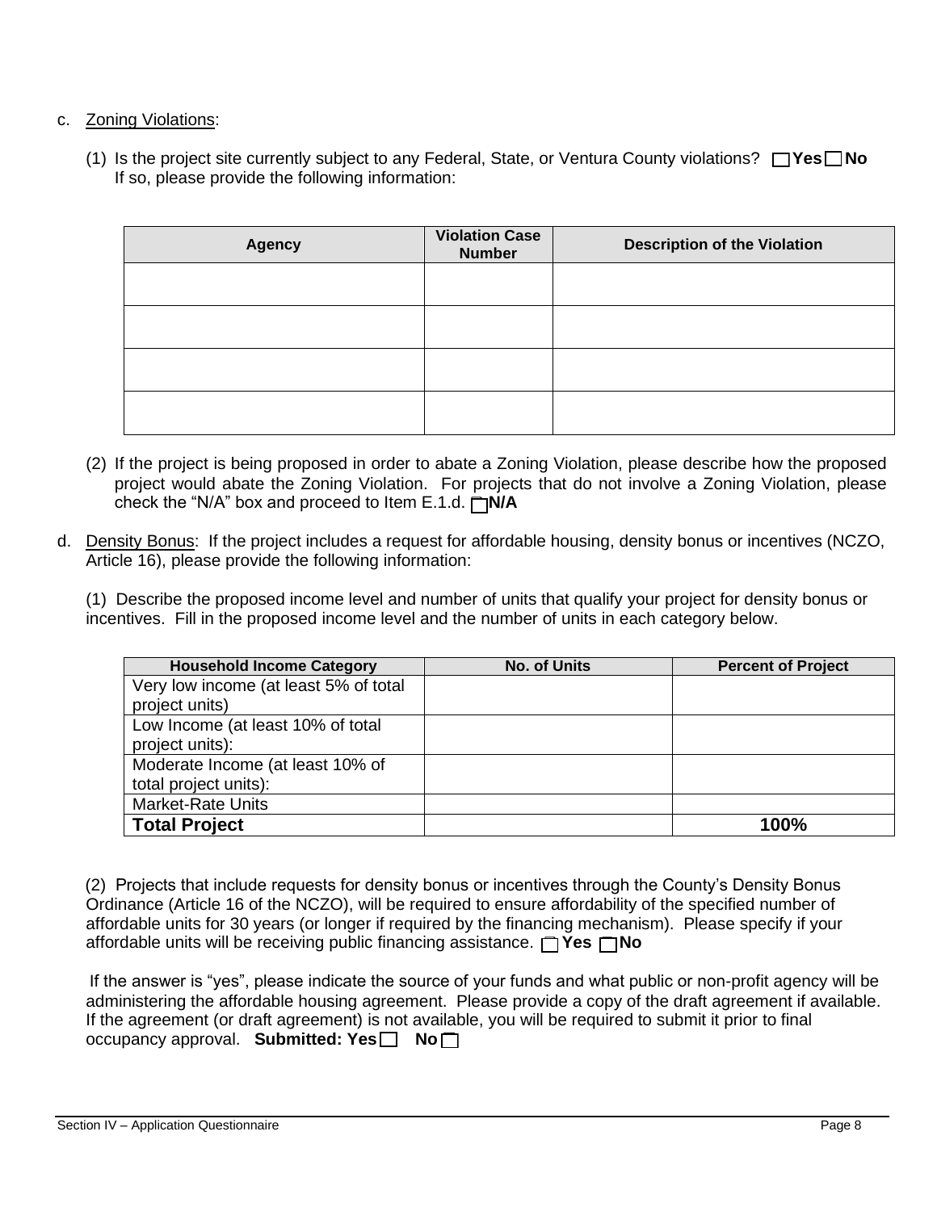c. Zoning Violations:

(1) Is the project site currently subject to any Federal, State, or Ventura County violations? ☐ **Yes** ☐ **No**
If so, please provide the following information:

| Agency | Violation Case Number | Description of the Violation |
|---|---|---|
| | | |
| | | |
| | | |
| | | |

(2) If the project is being proposed in order to abate a Zoning Violation, please describe how the proposed project would abate the Zoning Violation. For projects that do not involve a Zoning Violation, please check the "N/A" box and proceed to Item E.1.d. ☐ **N/A**

d. Density Bonus: If the project includes a request for affordable housing, density bonus or incentives (NCZO, Article 16), please provide the following information:

(1) Describe the proposed income level and number of units that qualify your project for density bonus or incentives. Fill in the proposed income level and the number of units in each category below.

| Household Income Category | No. of Units | Percent of Project |
|---|---|---|
| Very low income (at least 5% of total project units) | | |
| Low Income (at least 10% of total project units): | | |
| Moderate Income (at least 10% of total project units): | | |
| Market-Rate Units | | |
| **Total Project** | | **100%** |

(2) Projects that include requests for density bonus or incentives through the County's Density Bonus Ordinance (Article 16 of the NCZO), will be required to ensure affordability of the specified number of affordable units for 30 years (or longer if required by the financing mechanism). Please specify if your affordable units will be receiving public financing assistance. ☐ **Yes** ☐ **No**

If the answer is "yes", please indicate the source of your funds and what public or non-profit agency will be administering the affordable housing agreement. Please provide a copy of the draft agreement if available. If the agreement (or draft agreement) is not available, you will be required to submit it prior to final occupancy approval. **Submitted: Yes** ☐ **No** ☐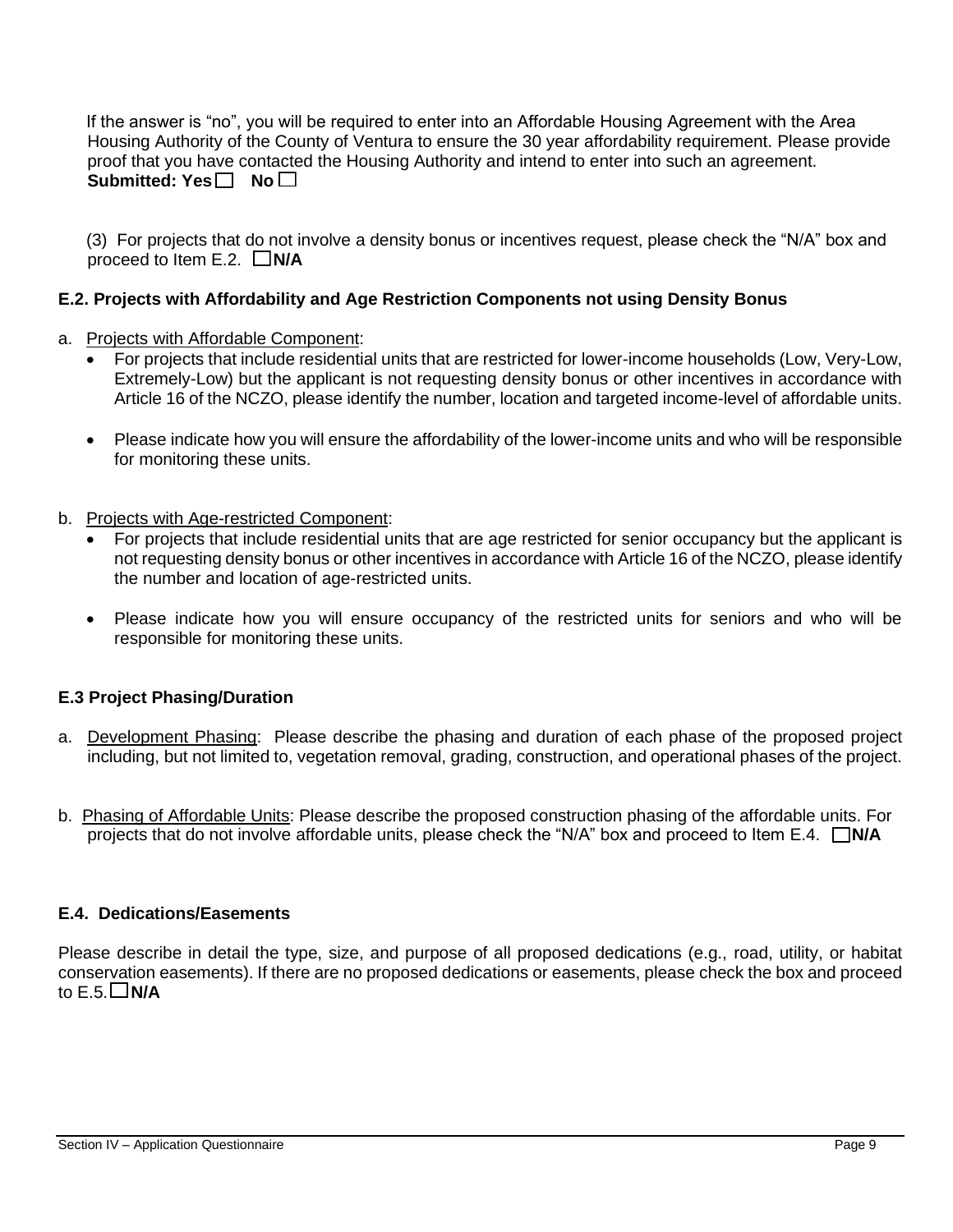If the answer is "no", you will be required to enter into an Affordable Housing Agreement with the Area Housing Authority of the County of Ventura to ensure the 30 year affordability requirement. Please provide proof that you have contacted the Housing Authority and intend to enter into such an agreement.
**Submitted: Yes ☐ No ☐**

(3) For projects that do not involve a density bonus or incentives request, please check the "N/A" box and proceed to Item E.2. ☐**N/A**

### E.2. Projects with Affordability and Age Restriction Components not using Density Bonus

a. Projects with Affordable Component:
   - For projects that include residential units that are restricted for lower-income households (Low, Very-Low, Extremely-Low) but the applicant is not requesting density bonus or other incentives in accordance with Article 16 of the NCZO, please identify the number, location and targeted income-level of affordable units.
   - Please indicate how you will ensure the affordability of the lower-income units and who will be responsible for monitoring these units.

b. Projects with Age-restricted Component:
   - For projects that include residential units that are age restricted for senior occupancy but the applicant is not requesting density bonus or other incentives in accordance with Article 16 of the NCZO, please identify the number and location of age-restricted units.
   - Please indicate how you will ensure occupancy of the restricted units for seniors and who will be responsible for monitoring these units.

### E.3 Project Phasing/Duration

a. Development Phasing: Please describe the phasing and duration of each phase of the proposed project including, but not limited to, vegetation removal, grading, construction, and operational phases of the project.

b. Phasing of Affordable Units: Please describe the proposed construction phasing of the affordable units. For projects that do not involve affordable units, please check the "N/A" box and proceed to Item E.4. ☐**N/A**

### E.4. Dedications/Easements

Please describe in detail the type, size, and purpose of all proposed dedications (e.g., road, utility, or habitat conservation easements). If there are no proposed dedications or easements, please check the box and proceed to E.5. ☐**N/A**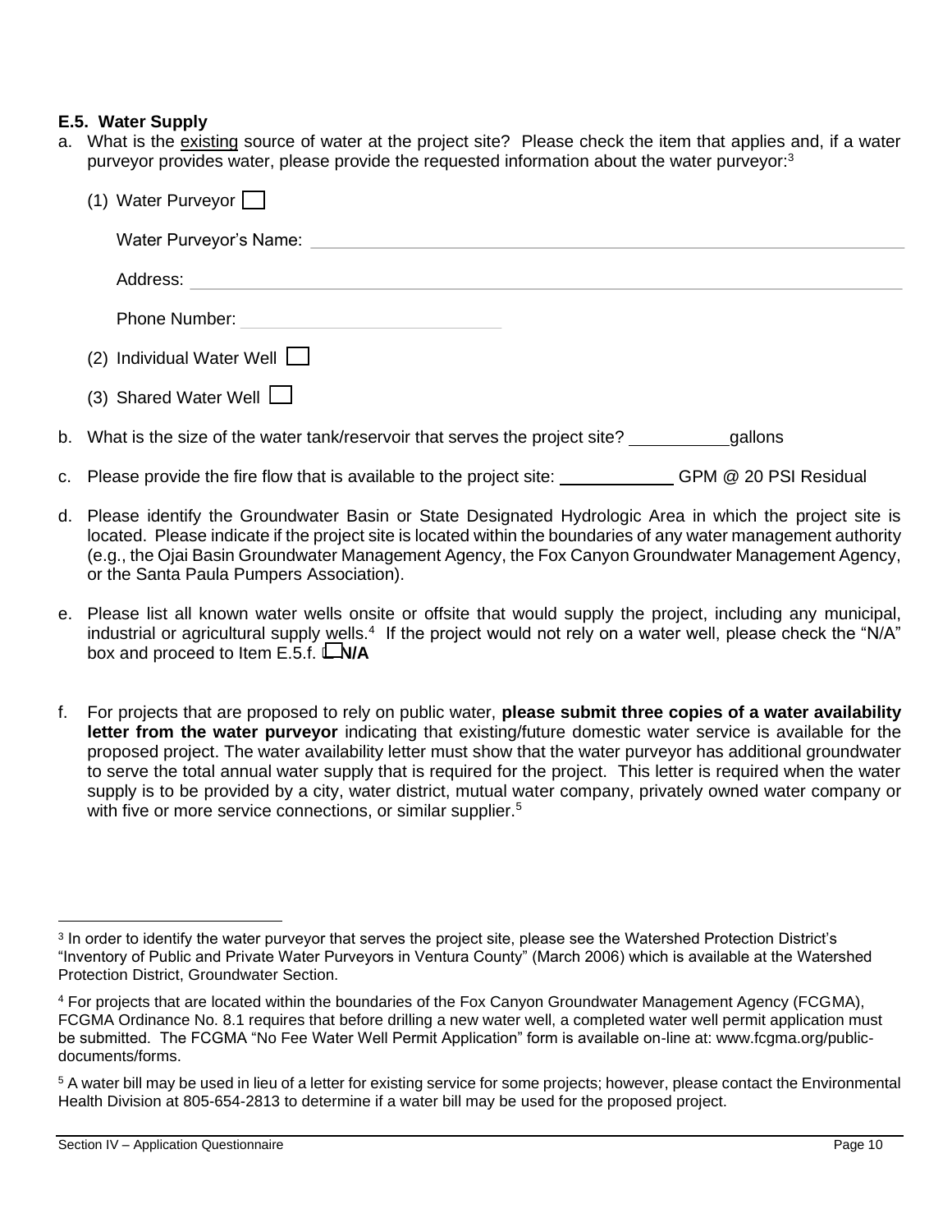**E.5. Water Supply**

a. What is the existing source of water at the project site? Please check the item that applies and, if a water purveyor provides water, please provide the requested information about the water purveyor:[3]

   (1) Water Purveyor ☐

   Water Purveyor's Name: ______________________________

   Address: ______________________________

   Phone Number: ______________________________

   (2) Individual Water Well ☐

   (3) Shared Water Well ☐

b. What is the size of the water tank/reservoir that serves the project site? __________gallons

c. Please provide the fire flow that is available to the project site: ___________ GPM @ 20 PSI Residual

d. Please identify the Groundwater Basin or State Designated Hydrologic Area in which the project site is located. Please indicate if the project site is located within the boundaries of any water management authority (e.g., the Ojai Basin Groundwater Management Agency, the Fox Canyon Groundwater Management Agency, or the Santa Paula Pumpers Association).

e. Please list all known water wells onsite or offsite that would supply the project, including any municipal, industrial or agricultural supply wells.[4] If the project would not rely on a water well, please check the "N/A" box and proceed to Item E.5.f. ☐**N/A**

f. For projects that are proposed to rely on public water, **please submit three copies of a water availability letter from the water purveyor** indicating that existing/future domestic water service is available for the proposed project. The water availability letter must show that the water purveyor has additional groundwater to serve the total annual water supply that is required for the project. This letter is required when the water supply is to be provided by a city, water district, mutual water company, privately owned water company or with five or more service connections, or similar supplier.[5]

---

[3] In order to identify the water purveyor that serves the project site, please see the Watershed Protection District's "Inventory of Public and Private Water Purveyors in Ventura County" (March 2006) which is available at the Watershed Protection District, Groundwater Section.

[4] For projects that are located within the boundaries of the Fox Canyon Groundwater Management Agency (FCGMA), FCGMA Ordinance No. 8.1 requires that before drilling a new water well, a completed water well permit application must be submitted. The FCGMA "No Fee Water Well Permit Application" form is available on-line at: www.fcgma.org/public-documents/forms.

[5] A water bill may be used in lieu of a letter for existing service for some projects; however, please contact the Environmental Health Division at 805-654-2813 to determine if a water bill may be used for the proposed project.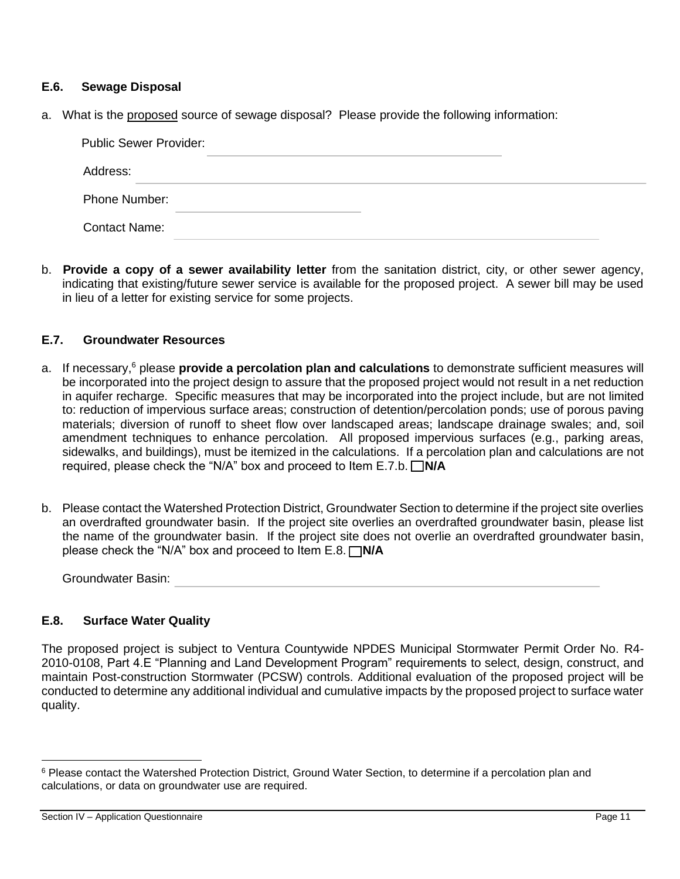### E.6. Sewage Disposal

a. What is the proposed source of sewage disposal? Please provide the following information:

Public Sewer Provider: \_\_\_\_\_\_\_\_\_\_\_\_\_\_\_\_\_\_\_\_\_\_\_\_\_\_\_\_\_\_\_\_\_\_\_\_

Address: \_\_\_\_\_\_\_\_\_\_\_\_\_\_\_\_\_\_\_\_\_\_\_\_\_\_\_\_\_\_\_\_\_\_\_\_\_\_\_\_\_\_\_\_\_\_\_\_\_\_\_\_\_\_\_\_\_\_\_\_

Phone Number: \_\_\_\_\_\_\_\_\_\_\_\_\_\_\_\_\_\_\_\_\_\_\_

Contact Name: \_\_\_\_\_\_\_\_\_\_\_\_\_\_\_\_\_\_\_\_\_\_\_\_\_\_\_\_\_\_\_\_\_\_\_\_\_\_\_\_\_\_\_\_\_\_\_\_\_\_\_

b. **Provide a copy of a sewer availability letter** from the sanitation district, city, or other sewer agency, indicating that existing/future sewer service is available for the proposed project. A sewer bill may be used in lieu of a letter for existing service for some projects.

### E.7. Groundwater Resources

a. If necessary,[6] please **provide a percolation plan and calculations** to demonstrate sufficient measures will be incorporated into the project design to assure that the proposed project would not result in a net reduction in aquifer recharge. Specific measures that may be incorporated into the project include, but are not limited to: reduction of impervious surface areas; construction of detention/percolation ponds; use of porous paving materials; diversion of runoff to sheet flow over landscaped areas; landscape drainage swales; and, soil amendment techniques to enhance percolation. All proposed impervious surfaces (e.g., parking areas, sidewalks, and buildings), must be itemized in the calculations. If a percolation plan and calculations are not required, please check the "N/A" box and proceed to Item E.7.b. ☐ **N/A**

b. Please contact the Watershed Protection District, Groundwater Section to determine if the project site overlies an overdrafted groundwater basin. If the project site overlies an overdrafted groundwater basin, please list the name of the groundwater basin. If the project site does not overlie an overdrafted groundwater basin, please check the "N/A" box and proceed to Item E.8. ☐ **N/A**

Groundwater Basin: \_\_\_\_\_\_\_\_\_\_\_\_\_\_\_\_\_\_\_\_\_\_\_\_\_\_\_\_\_\_\_\_\_\_\_\_\_\_\_\_\_\_\_\_\_\_\_\_\_\_\_\_

### E.8. Surface Water Quality

The proposed project is subject to Ventura Countywide NPDES Municipal Stormwater Permit Order No. R4-2010-0108, Part 4.E "Planning and Land Development Program" requirements to select, design, construct, and maintain Post-construction Stormwater (PCSW) controls. Additional evaluation of the proposed project will be conducted to determine any additional individual and cumulative impacts by the proposed project to surface water quality.

---

[6] Please contact the Watershed Protection District, Ground Water Section, to determine if a percolation plan and calculations, or data on groundwater use are required.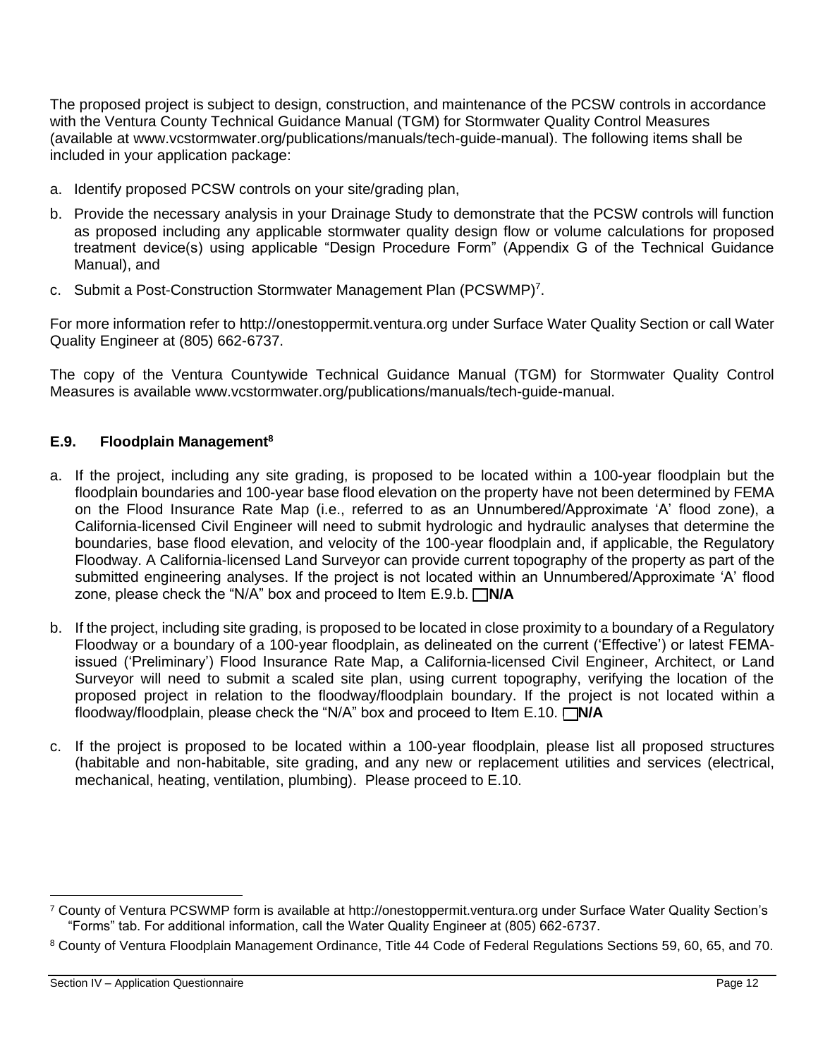The proposed project is subject to design, construction, and maintenance of the PCSW controls in accordance with the Ventura County Technical Guidance Manual (TGM) for Stormwater Quality Control Measures (available at www.vcstormwater.org/publications/manuals/tech-guide-manual). The following items shall be included in your application package:

a. Identify proposed PCSW controls on your site/grading plan,

b. Provide the necessary analysis in your Drainage Study to demonstrate that the PCSW controls will function as proposed including any applicable stormwater quality design flow or volume calculations for proposed treatment device(s) using applicable "Design Procedure Form" (Appendix G of the Technical Guidance Manual), and

c. Submit a Post-Construction Stormwater Management Plan (PCSWMP)[7].

For more information refer to http://onestoppermit.ventura.org under Surface Water Quality Section or call Water Quality Engineer at (805) 662-6737.

The copy of the Ventura Countywide Technical Guidance Manual (TGM) for Stormwater Quality Control Measures is available www.vcstormwater.org/publications/manuals/tech-guide-manual.

### E.9. Floodplain Management[8]

a. If the project, including any site grading, is proposed to be located within a 100-year floodplain but the floodplain boundaries and 100-year base flood elevation on the property have not been determined by FEMA on the Flood Insurance Rate Map (i.e., referred to as an Unnumbered/Approximate 'A' flood zone), a California-licensed Civil Engineer will need to submit hydrologic and hydraulic analyses that determine the boundaries, base flood elevation, and velocity of the 100-year floodplain and, if applicable, the Regulatory Floodway. A California-licensed Land Surveyor can provide current topography of the property as part of the submitted engineering analyses. If the project is not located within an Unnumbered/Approximate 'A' flood zone, please check the "N/A" box and proceed to Item E.9.b. ☐ **N/A**

b. If the project, including site grading, is proposed to be located in close proximity to a boundary of a Regulatory Floodway or a boundary of a 100-year floodplain, as delineated on the current ('Effective') or latest FEMA-issued ('Preliminary') Flood Insurance Rate Map, a California-licensed Civil Engineer, Architect, or Land Surveyor will need to submit a scaled site plan, using current topography, verifying the location of the proposed project in relation to the floodway/floodplain boundary. If the project is not located within a floodway/floodplain, please check the "N/A" box and proceed to Item E.10. ☐ **N/A**

c. If the project is proposed to be located within a 100-year floodplain, please list all proposed structures (habitable and non-habitable, site grading, and any new or replacement utilities and services (electrical, mechanical, heating, ventilation, plumbing). Please proceed to E.10.

---

[7] County of Ventura PCSWMP form is available at http://onestoppermit.ventura.org under Surface Water Quality Section's "Forms" tab. For additional information, call the Water Quality Engineer at (805) 662-6737.

[8] County of Ventura Floodplain Management Ordinance, Title 44 Code of Federal Regulations Sections 59, 60, 65, and 70.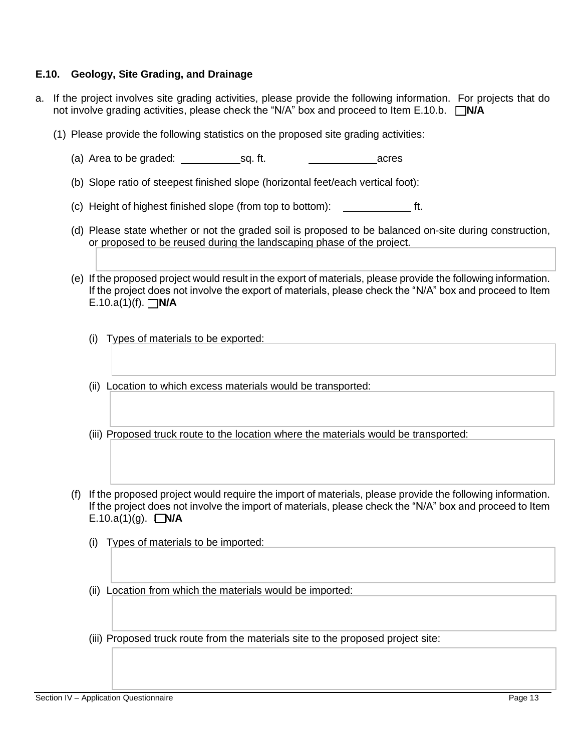### E.10. Geology, Site Grading, and Drainage

a. If the project involves site grading activities, please provide the following information. For projects that do not involve grading activities, please check the "N/A" box and proceed to Item E.10.b. ☐ **N/A**

   (1) Please provide the following statistics on the proposed site grading activities:

      (a) Area to be graded: __________ sq. ft. __________ acres

      (b) Slope ratio of steepest finished slope (horizontal feet/each vertical foot):

      (c) Height of highest finished slope (from top to bottom): __________ ft.

      (d) Please state whether or not the graded soil is proposed to be balanced on-site during construction, or proposed to be reused during the landscaping phase of the project.

      (e) If the proposed project would result in the export of materials, please provide the following information. If the project does not involve the export of materials, please check the "N/A" box and proceed to Item E.10.a(1)(f). ☐ **N/A**

         (i) Types of materials to be exported:

         (ii) Location to which excess materials would be transported:

         (iii) Proposed truck route to the location where the materials would be transported:

      (f) If the proposed project would require the import of materials, please provide the following information. If the project does not involve the import of materials, please check the "N/A" box and proceed to Item E.10.a(1)(g). ☐ **N/A**

         (i) Types of materials to be imported:

         (ii) Location from which the materials would be imported:

         (iii) Proposed truck route from the materials site to the proposed project site: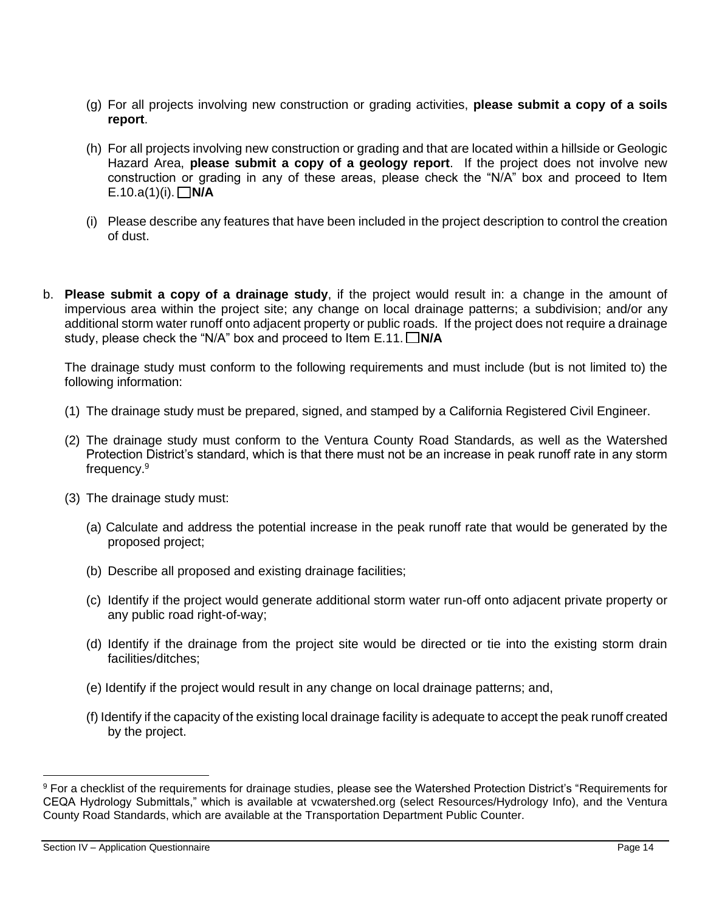(g) For all projects involving new construction or grading activities, **please submit a copy of a soils report**.

(h) For all projects involving new construction or grading and that are located within a hillside or Geologic Hazard Area, **please submit a copy of a geology report**. If the project does not involve new construction or grading in any of these areas, please check the "N/A" box and proceed to Item E.10.a(1)(i). ☐**N/A**

(i) Please describe any features that have been included in the project description to control the creation of dust.

b. **Please submit a copy of a drainage study**, if the project would result in: a change in the amount of impervious area within the project site; any change on local drainage patterns; a subdivision; and/or any additional storm water runoff onto adjacent property or public roads. If the project does not require a drainage study, please check the "N/A" box and proceed to Item E.11. ☐**N/A**

The drainage study must conform to the following requirements and must include (but is not limited to) the following information:

(1) The drainage study must be prepared, signed, and stamped by a California Registered Civil Engineer.

(2) The drainage study must conform to the Ventura County Road Standards, as well as the Watershed Protection District's standard, which is that there must not be an increase in peak runoff rate in any storm frequency.[9]

(3) The drainage study must:

(a) Calculate and address the potential increase in the peak runoff rate that would be generated by the proposed project;

(b) Describe all proposed and existing drainage facilities;

(c) Identify if the project would generate additional storm water run-off onto adjacent private property or any public road right-of-way;

(d) Identify if the drainage from the project site would be directed or tie into the existing storm drain facilities/ditches;

(e) Identify if the project would result in any change on local drainage patterns; and,

(f) Identify if the capacity of the existing local drainage facility is adequate to accept the peak runoff created by the project.

---

[9] For a checklist of the requirements for drainage studies, please see the Watershed Protection District's "Requirements for CEQA Hydrology Submittals," which is available at vcwatershed.org (select Resources/Hydrology Info), and the Ventura County Road Standards, which are available at the Transportation Department Public Counter.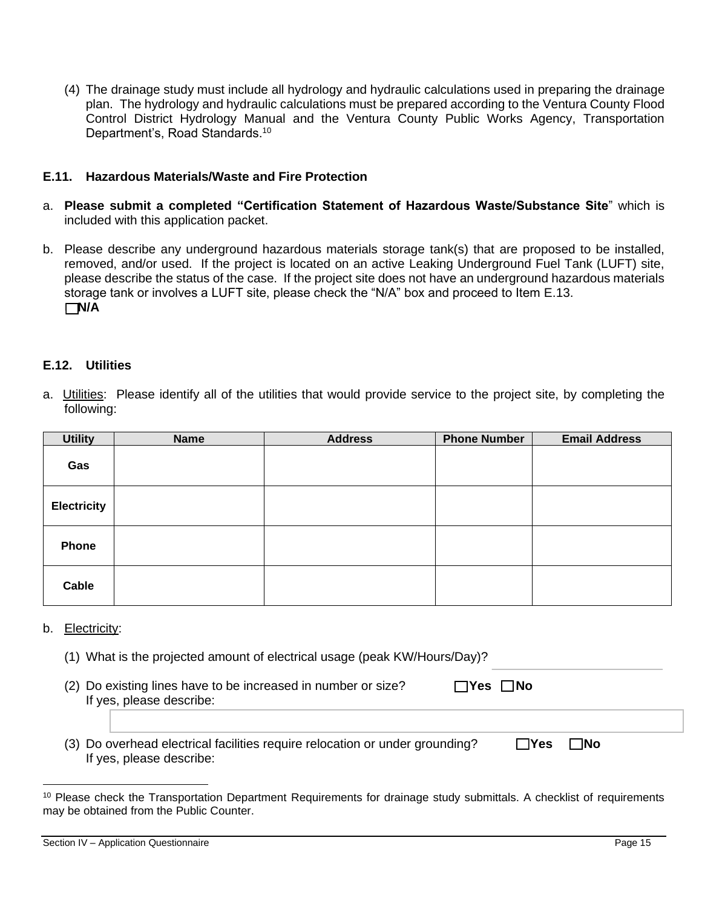(4) The drainage study must include all hydrology and hydraulic calculations used in preparing the drainage plan. The hydrology and hydraulic calculations must be prepared according to the Ventura County Flood Control District Hydrology Manual and the Ventura County Public Works Agency, Transportation Department's, Road Standards.[10]

### E.11. Hazardous Materials/Waste and Fire Protection

a. **Please submit a completed "Certification Statement of Hazardous Waste/Substance Site**" which is included with this application packet.

b. Please describe any underground hazardous materials storage tank(s) that are proposed to be installed, removed, and/or used. If the project is located on an active Leaking Underground Fuel Tank (LUFT) site, please describe the status of the case. If the project site does not have an underground hazardous materials storage tank or involves a LUFT site, please check the "N/A" box and proceed to Item E.13.
☐ **N/A**

### E.12. Utilities

a. Utilities: Please identify all of the utilities that would provide service to the project site, by completing the following:

| Utility | Name | Address | Phone Number | Email Address |
|---|---|---|---|---|
| **Gas** | | | | |
| **Electricity** | | | | |
| **Phone** | | | | |
| **Cable** | | | | |

b. Electricity:

(1) What is the projected amount of electrical usage (peak KW/Hours/Day)? ______________

(2) Do existing lines have to be increased in number or size? ☐ **Yes** ☐ **No**
If yes, please describe:

(3) Do overhead electrical facilities require relocation or under grounding? ☐ **Yes** ☐ **No**
If yes, please describe:

---

[10] Please check the Transportation Department Requirements for drainage study submittals. A checklist of requirements may be obtained from the Public Counter.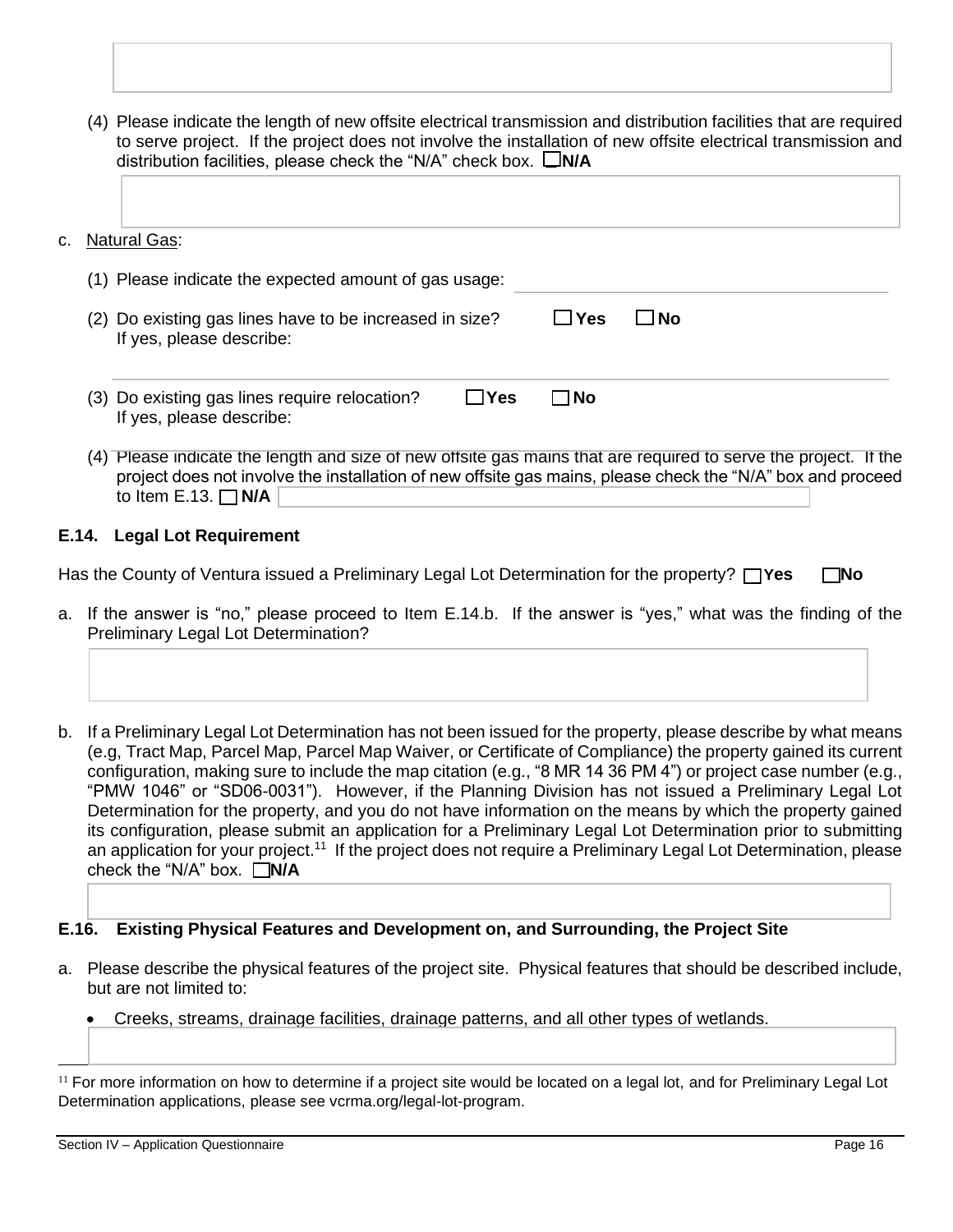(4) Please indicate the length of new offsite electrical transmission and distribution facilities that are required to serve project. If the project does not involve the installation of new offsite electrical transmission and distribution facilities, please check the "N/A" check box. ☐ **N/A**

c. Natural Gas:

(1) Please indicate the expected amount of gas usage: \_\_\_\_\_\_\_\_\_\_

(2) Do existing gas lines have to be increased in size? ☐ **Yes** ☐ **No**
If yes, please describe:

(3) Do existing gas lines require relocation? ☐ **Yes** ☐ **No**
If yes, please describe:

(4) Please indicate the length and size of new offsite gas mains that are required to serve the project. If the project does not involve the installation of new offsite gas mains, please check the "N/A" box and proceed to Item E.13. ☐ **N/A**

### E.14. Legal Lot Requirement

Has the County of Ventura issued a Preliminary Legal Lot Determination for the property? ☐ **Yes** ☐ **No**

a. If the answer is "no," please proceed to Item E.14.b. If the answer is "yes," what was the finding of the Preliminary Legal Lot Determination?

b. If a Preliminary Legal Lot Determination has not been issued for the property, please describe by what means (e.g, Tract Map, Parcel Map, Parcel Map Waiver, or Certificate of Compliance) the property gained its current configuration, making sure to include the map citation (e.g., "8 MR 14 36 PM 4") or project case number (e.g., "PMW 1046" or "SD06-0031"). However, if the Planning Division has not issued a Preliminary Legal Lot Determination for the property, and you do not have information on the means by which the property gained its configuration, please submit an application for a Preliminary Legal Lot Determination prior to submitting an application for your project.[11] If the project does not require a Preliminary Legal Lot Determination, please check the "N/A" box. ☐ **N/A**

### E.16. Existing Physical Features and Development on, and Surrounding, the Project Site

a. Please describe the physical features of the project site. Physical features that should be described include, but are not limited to:

- Creeks, streams, drainage facilities, drainage patterns, and all other types of wetlands.

[11] For more information on how to determine if a project site would be located on a legal lot, and for Preliminary Legal Lot Determination applications, please see vcrma.org/legal-lot-program.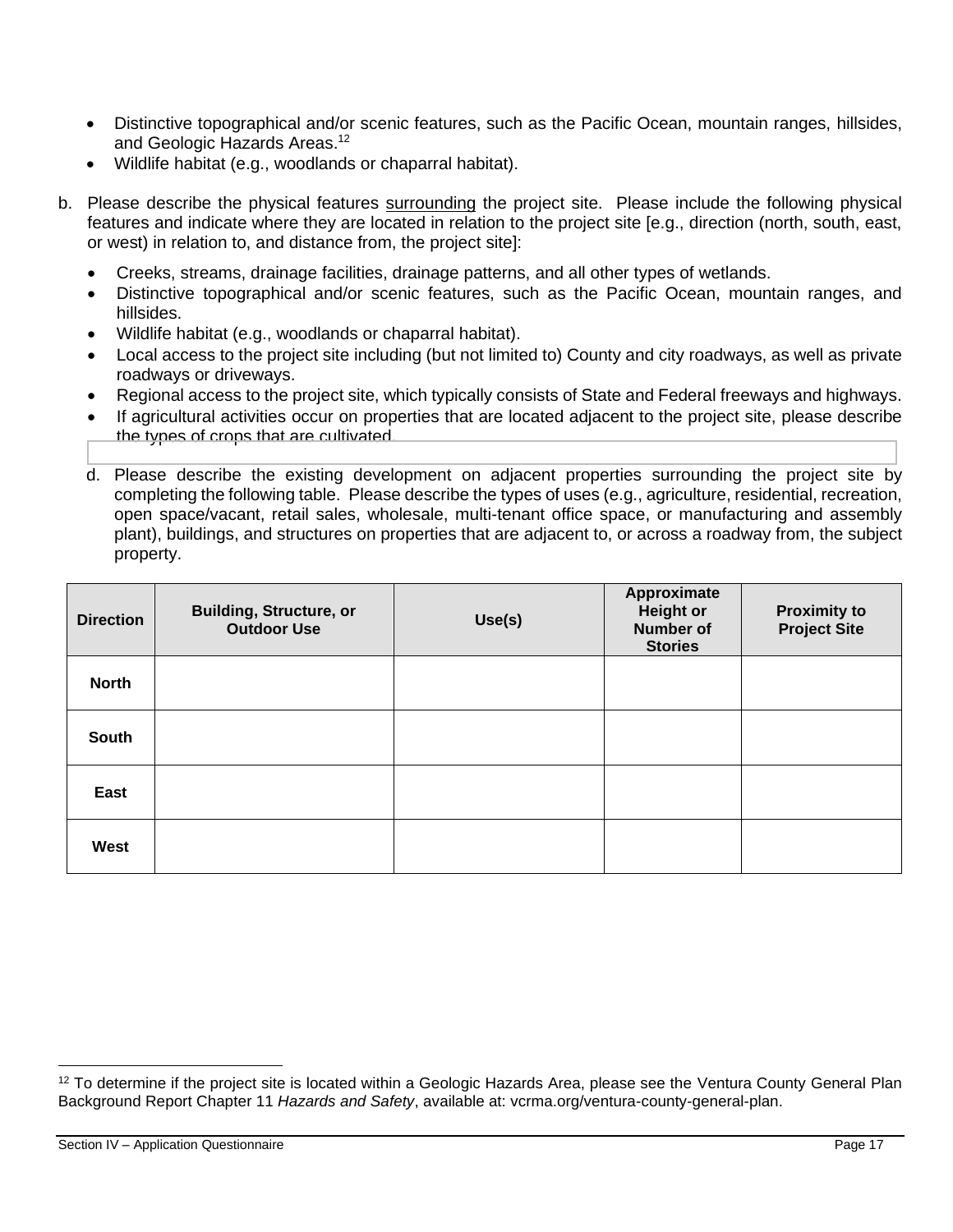- Distinctive topographical and/or scenic features, such as the Pacific Ocean, mountain ranges, hillsides, and Geologic Hazards Areas.[12]
- Wildlife habitat (e.g., woodlands or chaparral habitat).

b. Please describe the physical features surrounding the project site. Please include the following physical features and indicate where they are located in relation to the project site [e.g., direction (north, south, east, or west) in relation to, and distance from, the project site]:

- Creeks, streams, drainage facilities, drainage patterns, and all other types of wetlands.
- Distinctive topographical and/or scenic features, such as the Pacific Ocean, mountain ranges, and hillsides.
- Wildlife habitat (e.g., woodlands or chaparral habitat).
- Local access to the project site including (but not limited to) County and city roadways, as well as private roadways or driveways.
- Regional access to the project site, which typically consists of State and Federal freeways and highways.
- If agricultural activities occur on properties that are located adjacent to the project site, please describe the types of crops that are cultivated.

d. Please describe the existing development on adjacent properties surrounding the project site by completing the following table. Please describe the types of uses (e.g., agriculture, residential, recreation, open space/vacant, retail sales, wholesale, multi-tenant office space, or manufacturing and assembly plant), buildings, and structures on properties that are adjacent to, or across a roadway from, the subject property.

| Direction | Building, Structure, or Outdoor Use | Use(s) | Approximate Height or Number of Stories | Proximity to Project Site |
|---|---|---|---|---|
| **North** | | | | |
| **South** | | | | |
| **East** | | | | |
| **West** | | | | |

[12] To determine if the project site is located within a Geologic Hazards Area, please see the Ventura County General Plan Background Report Chapter 11 *Hazards and Safety*, available at: vcrma.org/ventura-county-general-plan.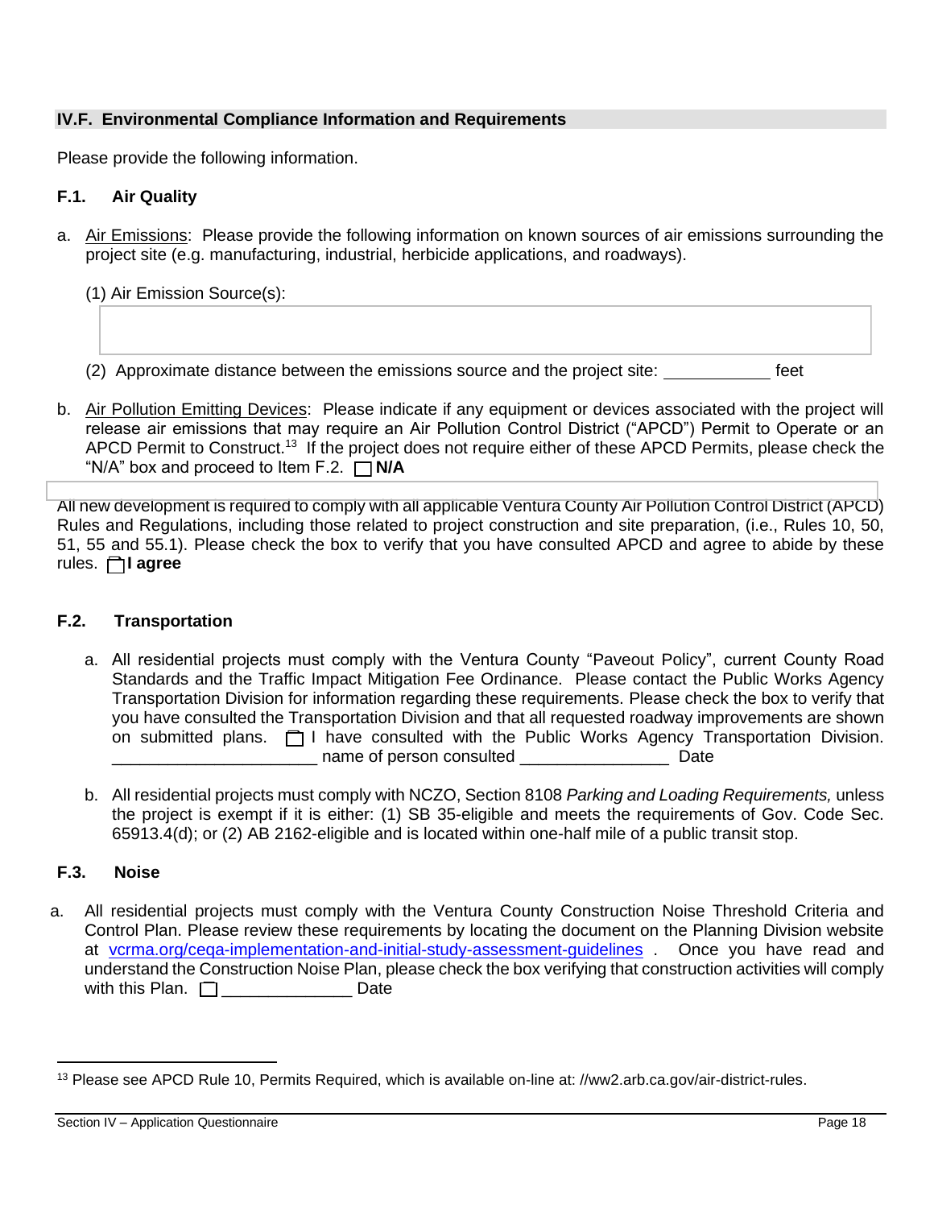## IV.F. Environmental Compliance Information and Requirements

Please provide the following information.

### F.1. Air Quality

a. Air Emissions: Please provide the following information on known sources of air emissions surrounding the project site (e.g. manufacturing, industrial, herbicide applications, and roadways).

(1) Air Emission Source(s):

(2) Approximate distance between the emissions source and the project site: ___________ feet

b. Air Pollution Emitting Devices: Please indicate if any equipment or devices associated with the project will release air emissions that may require an Air Pollution Control District ("APCD") Permit to Operate or an APCD Permit to Construct.[13] If the project does not require either of these APCD Permits, please check the "N/A" box and proceed to Item F.2. ☐ **N/A**

All new development is required to comply with all applicable Ventura County Air Pollution Control District (APCD) Rules and Regulations, including those related to project construction and site preparation, (i.e., Rules 10, 50, 51, 55 and 55.1). Please check the box to verify that you have consulted APCD and agree to abide by these rules. ☐ **I agree**

### F.2. Transportation

a. All residential projects must comply with the Ventura County "Paveout Policy", current County Road Standards and the Traffic Impact Mitigation Fee Ordinance. Please contact the Public Works Agency Transportation Division for information regarding these requirements. Please check the box to verify that you have consulted the Transportation Division and that all requested roadway improvements are shown on submitted plans. ☐ I have consulted with the Public Works Agency Transportation Division. ______________________ name of person consulted ________________ Date

b. All residential projects must comply with NCZO, Section 8108 *Parking and Loading Requirements,* unless the project is exempt if it is either: (1) SB 35-eligible and meets the requirements of Gov. Code Sec. 65913.4(d); or (2) AB 2162-eligible and is located within one-half mile of a public transit stop.

### F.3. Noise

a. All residential projects must comply with the Ventura County Construction Noise Threshold Criteria and Control Plan. Please review these requirements by locating the document on the Planning Division website at vcrma.org/ceqa-implementation-and-initial-study-assessment-guidelines . Once you have read and understand the Construction Noise Plan, please check the box verifying that construction activities will comply with this Plan. ☐ ______________ Date

---

[13] Please see APCD Rule 10, Permits Required, which is available on-line at: //ww2.arb.ca.gov/air-district-rules.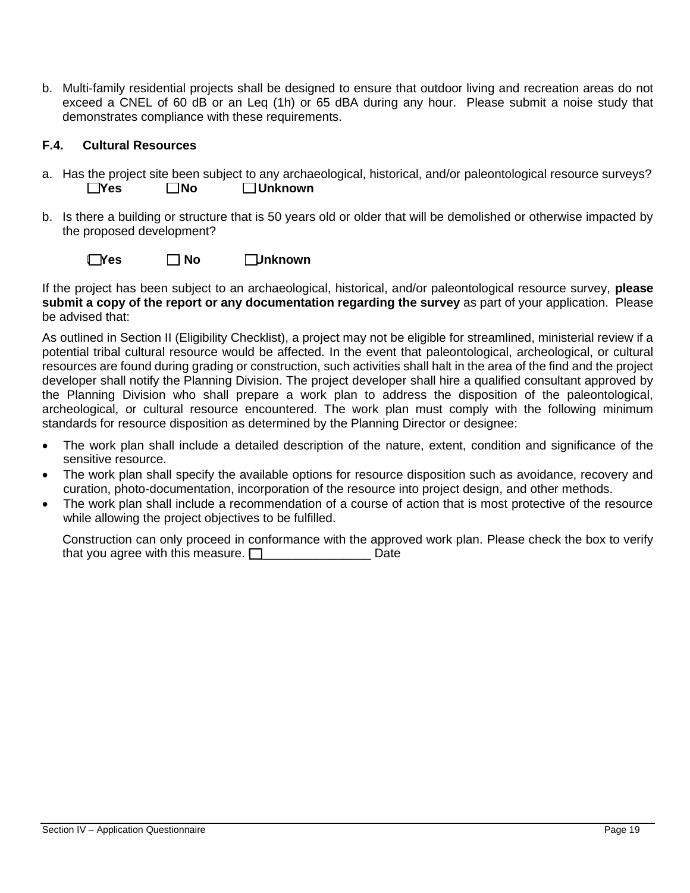b. Multi-family residential projects shall be designed to ensure that outdoor living and recreation areas do not exceed a CNEL of 60 dB or an Leq (1h) or 65 dBA during any hour. Please submit a noise study that demonstrates compliance with these requirements.

### F.4. Cultural Resources

a. Has the project site been subject to any archaeological, historical, and/or paleontological resource surveys?

☐ **Yes** ☐ **No** ☐ **Unknown**

b. Is there a building or structure that is 50 years old or older that will be demolished or otherwise impacted by the proposed development?

☐ **Yes** ☐ **No** ☐ **Unknown**

If the project has been subject to an archaeological, historical, and/or paleontological resource survey, **please submit a copy of the report or any documentation regarding the survey** as part of your application. Please be advised that:

As outlined in Section II (Eligibility Checklist), a project may not be eligible for streamlined, ministerial review if a potential tribal cultural resource would be affected. In the event that paleontological, archeological, or cultural resources are found during grading or construction, such activities shall halt in the area of the find and the project developer shall notify the Planning Division. The project developer shall hire a qualified consultant approved by the Planning Division who shall prepare a work plan to address the disposition of the paleontological, archeological, or cultural resource encountered. The work plan must comply with the following minimum standards for resource disposition as determined by the Planning Director or designee:

- The work plan shall include a detailed description of the nature, extent, condition and significance of the sensitive resource.
- The work plan shall specify the available options for resource disposition such as avoidance, recovery and curation, photo-documentation, incorporation of the resource into project design, and other methods.
- The work plan shall include a recommendation of a course of action that is most protective of the resource while allowing the project objectives to be fulfilled.

Construction can only proceed in conformance with the approved work plan. Please check the box to verify that you agree with this measure. ☐________________ Date